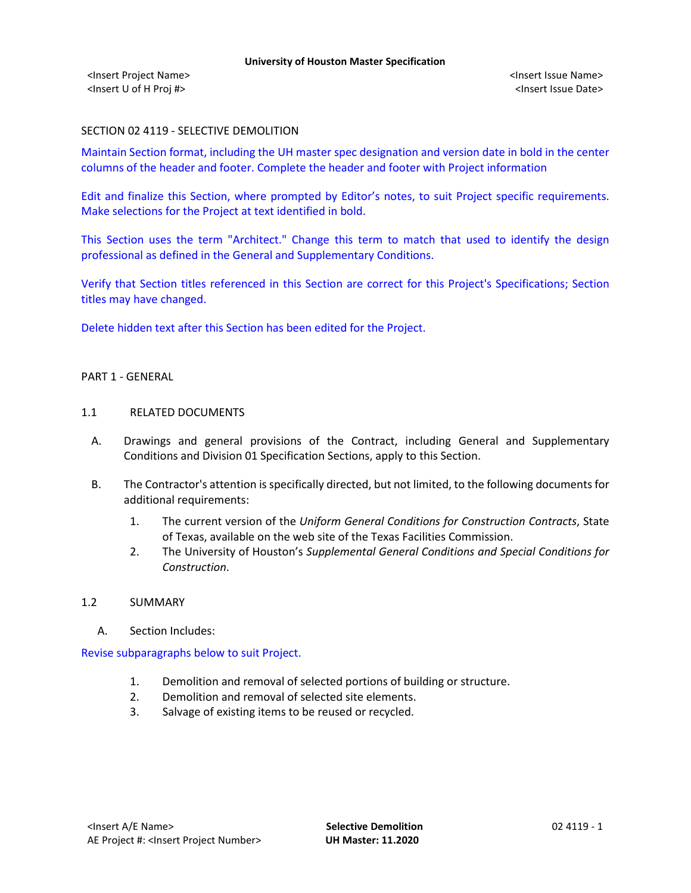SECTION 02 4119 - SELECTIVE DEMOLITION

Maintain Section format, including the UH master spec designation and version date in bold in the center columns of the header and footer. Complete the header and footer with Project information

Edit and finalize this Section, where prompted by Editor's notes, to suit Project specific requirements. Make selections for the Project at text identified in bold.

This Section uses the term "Architect." Change this term to match that used to identify the design professional as defined in the General and Supplementary Conditions.

Verify that Section titles referenced in this Section are correct for this Project's Specifications; Section titles may have changed.

Delete hidden text after this Section has been edited for the Project.

PART 1 - GENERAL

1.1 RELATED DOCUMENTS

A. Drawings and general provisions of the Contract, including General and Supplementary Conditions and Division 01 Specification Sections, apply to this Section.

B. The Contractor's attention is specifically directed, but not limited, to the following documents for additional requirements:

1. The current version of the *Uniform General Conditions for Construction Contracts*, State of Texas, available on the web site of the Texas Facilities Commission.
2. The University of Houston's *Supplemental General Conditions and Special Conditions for Construction*.

1.2 SUMMARY

A. Section Includes:

Revise subparagraphs below to suit Project.

1. Demolition and removal of selected portions of building or structure.
2. Demolition and removal of selected site elements.
3. Salvage of existing items to be reused or recycled.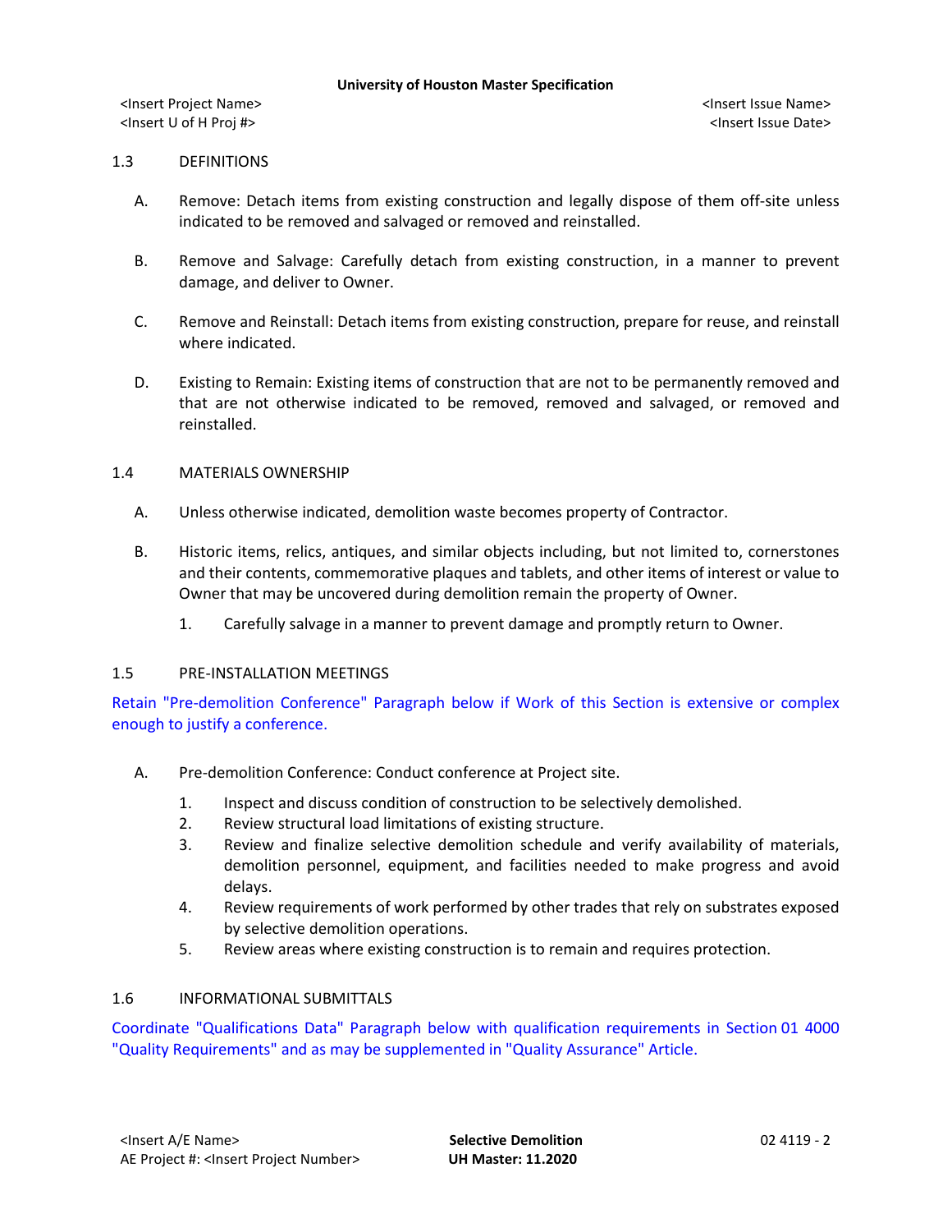## 1.3 DEFINITIONS

A. Remove: Detach items from existing construction and legally dispose of them off-site unless indicated to be removed and salvaged or removed and reinstalled.

B. Remove and Salvage: Carefully detach from existing construction, in a manner to prevent damage, and deliver to Owner.

C. Remove and Reinstall: Detach items from existing construction, prepare for reuse, and reinstall where indicated.

D. Existing to Remain: Existing items of construction that are not to be permanently removed and that are not otherwise indicated to be removed, removed and salvaged, or removed and reinstalled.

## 1.4 MATERIALS OWNERSHIP

A. Unless otherwise indicated, demolition waste becomes property of Contractor.

B. Historic items, relics, antiques, and similar objects including, but not limited to, cornerstones and their contents, commemorative plaques and tablets, and other items of interest or value to Owner that may be uncovered during demolition remain the property of Owner.

   1. Carefully salvage in a manner to prevent damage and promptly return to Owner.

## 1.5 PRE-INSTALLATION MEETINGS

Retain "Pre-demolition Conference" Paragraph below if Work of this Section is extensive or complex enough to justify a conference.

A. Pre-demolition Conference: Conduct conference at Project site.

   1. Inspect and discuss condition of construction to be selectively demolished.
   2. Review structural load limitations of existing structure.
   3. Review and finalize selective demolition schedule and verify availability of materials, demolition personnel, equipment, and facilities needed to make progress and avoid delays.
   4. Review requirements of work performed by other trades that rely on substrates exposed by selective demolition operations.
   5. Review areas where existing construction is to remain and requires protection.

## 1.6 INFORMATIONAL SUBMITTALS

Coordinate "Qualifications Data" Paragraph below with qualification requirements in Section 01 4000 "Quality Requirements" and as may be supplemented in "Quality Assurance" Article.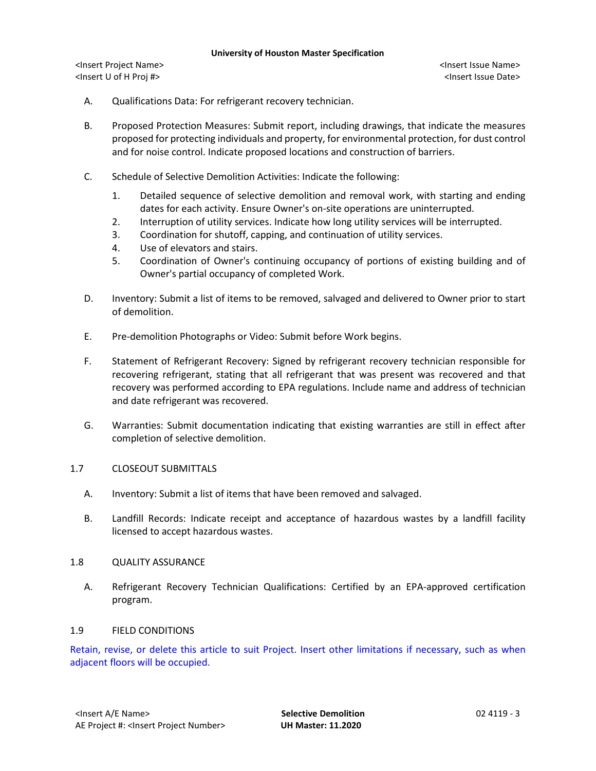A. Qualifications Data: For refrigerant recovery technician.

B. Proposed Protection Measures: Submit report, including drawings, that indicate the measures proposed for protecting individuals and property, for environmental protection, for dust control and for noise control. Indicate proposed locations and construction of barriers.

C. Schedule of Selective Demolition Activities: Indicate the following:

   1. Detailed sequence of selective demolition and removal work, with starting and ending dates for each activity. Ensure Owner's on-site operations are uninterrupted.
   2. Interruption of utility services. Indicate how long utility services will be interrupted.
   3. Coordination for shutoff, capping, and continuation of utility services.
   4. Use of elevators and stairs.
   5. Coordination of Owner's continuing occupancy of portions of existing building and of Owner's partial occupancy of completed Work.

D. Inventory: Submit a list of items to be removed, salvaged and delivered to Owner prior to start of demolition.

E. Pre-demolition Photographs or Video: Submit before Work begins.

F. Statement of Refrigerant Recovery: Signed by refrigerant recovery technician responsible for recovering refrigerant, stating that all refrigerant that was present was recovered and that recovery was performed according to EPA regulations. Include name and address of technician and date refrigerant was recovered.

G. Warranties: Submit documentation indicating that existing warranties are still in effect after completion of selective demolition.

## 1.7 CLOSEOUT SUBMITTALS

A. Inventory: Submit a list of items that have been removed and salvaged.

B. Landfill Records: Indicate receipt and acceptance of hazardous wastes by a landfill facility licensed to accept hazardous wastes.

## 1.8 QUALITY ASSURANCE

A. Refrigerant Recovery Technician Qualifications: Certified by an EPA-approved certification program.

## 1.9 FIELD CONDITIONS

Retain, revise, or delete this article to suit Project. Insert other limitations if necessary, such as when adjacent floors will be occupied.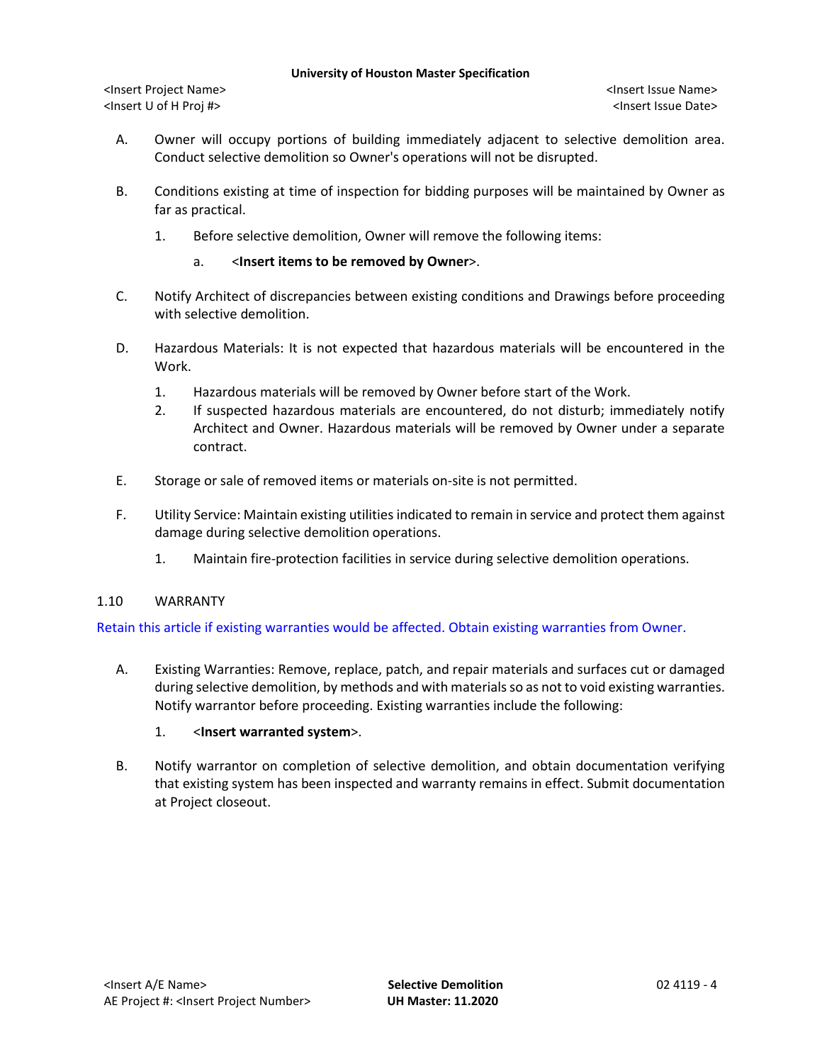A. Owner will occupy portions of building immediately adjacent to selective demolition area. Conduct selective demolition so Owner's operations will not be disrupted.

B. Conditions existing at time of inspection for bidding purposes will be maintained by Owner as far as practical.

   1. Before selective demolition, Owner will remove the following items:

      a. <**Insert items to be removed by Owner**>.

C. Notify Architect of discrepancies between existing conditions and Drawings before proceeding with selective demolition.

D. Hazardous Materials: It is not expected that hazardous materials will be encountered in the Work.

   1. Hazardous materials will be removed by Owner before start of the Work.
   2. If suspected hazardous materials are encountered, do not disturb; immediately notify Architect and Owner. Hazardous materials will be removed by Owner under a separate contract.

E. Storage or sale of removed items or materials on-site is not permitted.

F. Utility Service: Maintain existing utilities indicated to remain in service and protect them against damage during selective demolition operations.

   1. Maintain fire-protection facilities in service during selective demolition operations.

## 1.10 WARRANTY

Retain this article if existing warranties would be affected. Obtain existing warranties from Owner.

A. Existing Warranties: Remove, replace, patch, and repair materials and surfaces cut or damaged during selective demolition, by methods and with materials so as not to void existing warranties. Notify warrantor before proceeding. Existing warranties include the following:

   1. <**Insert warranted system**>.

B. Notify warrantor on completion of selective demolition, and obtain documentation verifying that existing system has been inspected and warranty remains in effect. Submit documentation at Project closeout.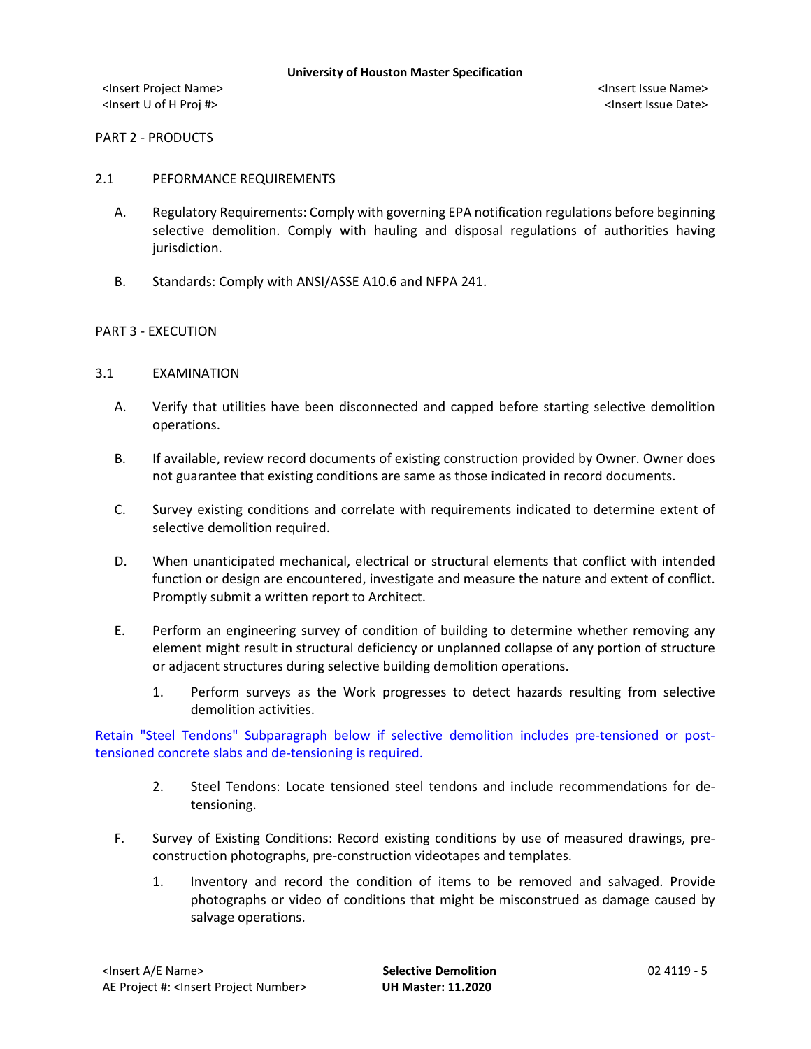## PART 2 - PRODUCTS

### 2.1 PEFORMANCE REQUIREMENTS

A. Regulatory Requirements: Comply with governing EPA notification regulations before beginning selective demolition. Comply with hauling and disposal regulations of authorities having jurisdiction.

B. Standards: Comply with ANSI/ASSE A10.6 and NFPA 241.

## PART 3 - EXECUTION

### 3.1 EXAMINATION

A. Verify that utilities have been disconnected and capped before starting selective demolition operations.

B. If available, review record documents of existing construction provided by Owner. Owner does not guarantee that existing conditions are same as those indicated in record documents.

C. Survey existing conditions and correlate with requirements indicated to determine extent of selective demolition required.

D. When unanticipated mechanical, electrical or structural elements that conflict with intended function or design are encountered, investigate and measure the nature and extent of conflict. Promptly submit a written report to Architect.

E. Perform an engineering survey of condition of building to determine whether removing any element might result in structural deficiency or unplanned collapse of any portion of structure or adjacent structures during selective building demolition operations.

1. Perform surveys as the Work progresses to detect hazards resulting from selective demolition activities.

Retain "Steel Tendons" Subparagraph below if selective demolition includes pre-tensioned or post-tensioned concrete slabs and de-tensioning is required.

2. Steel Tendons: Locate tensioned steel tendons and include recommendations for de-tensioning.

F. Survey of Existing Conditions: Record existing conditions by use of measured drawings, pre-construction photographs, pre-construction videotapes and templates.

1. Inventory and record the condition of items to be removed and salvaged. Provide photographs or video of conditions that might be misconstrued as damage caused by salvage operations.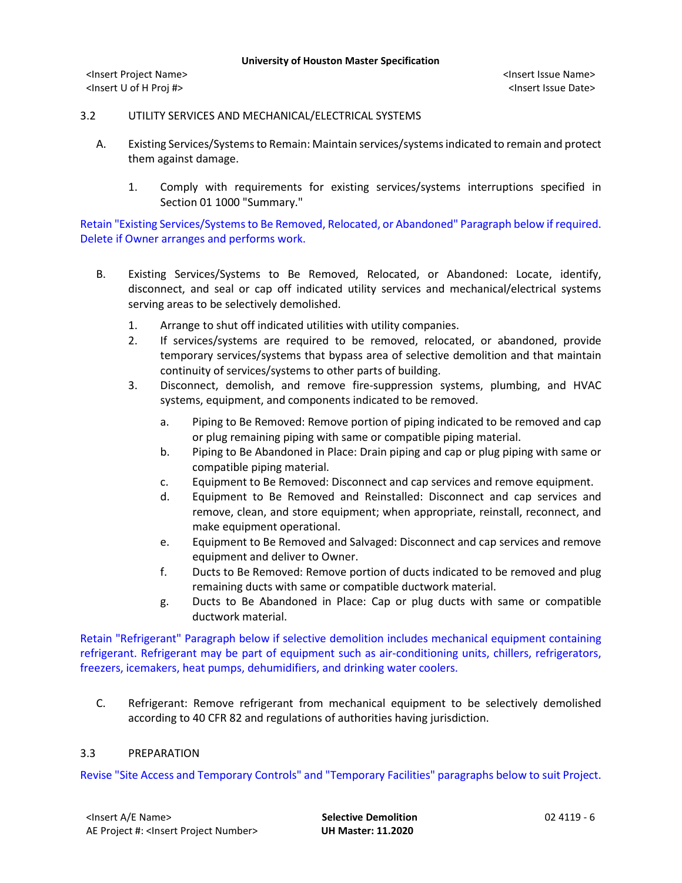## 3.2 UTILITY SERVICES AND MECHANICAL/ELECTRICAL SYSTEMS

A. Existing Services/Systems to Remain: Maintain services/systems indicated to remain and protect them against damage.

1. Comply with requirements for existing services/systems interruptions specified in Section 01 1000 "Summary."

Retain "Existing Services/Systems to Be Removed, Relocated, or Abandoned" Paragraph below if required. Delete if Owner arranges and performs work.

B. Existing Services/Systems to Be Removed, Relocated, or Abandoned: Locate, identify, disconnect, and seal or cap off indicated utility services and mechanical/electrical systems serving areas to be selectively demolished.

1. Arrange to shut off indicated utilities with utility companies.
2. If services/systems are required to be removed, relocated, or abandoned, provide temporary services/systems that bypass area of selective demolition and that maintain continuity of services/systems to other parts of building.
3. Disconnect, demolish, and remove fire-suppression systems, plumbing, and HVAC systems, equipment, and components indicated to be removed.
   a. Piping to Be Removed: Remove portion of piping indicated to be removed and cap or plug remaining piping with same or compatible piping material.
   b. Piping to Be Abandoned in Place: Drain piping and cap or plug piping with same or compatible piping material.
   c. Equipment to Be Removed: Disconnect and cap services and remove equipment.
   d. Equipment to Be Removed and Reinstalled: Disconnect and cap services and remove, clean, and store equipment; when appropriate, reinstall, reconnect, and make equipment operational.
   e. Equipment to Be Removed and Salvaged: Disconnect and cap services and remove equipment and deliver to Owner.
   f. Ducts to Be Removed: Remove portion of ducts indicated to be removed and plug remaining ducts with same or compatible ductwork material.
   g. Ducts to Be Abandoned in Place: Cap or plug ducts with same or compatible ductwork material.

Retain "Refrigerant" Paragraph below if selective demolition includes mechanical equipment containing refrigerant. Refrigerant may be part of equipment such as air-conditioning units, chillers, refrigerators, freezers, icemakers, heat pumps, dehumidifiers, and drinking water coolers.

C. Refrigerant: Remove refrigerant from mechanical equipment to be selectively demolished according to 40 CFR 82 and regulations of authorities having jurisdiction.

## 3.3 PREPARATION

Revise "Site Access and Temporary Controls" and "Temporary Facilities" paragraphs below to suit Project.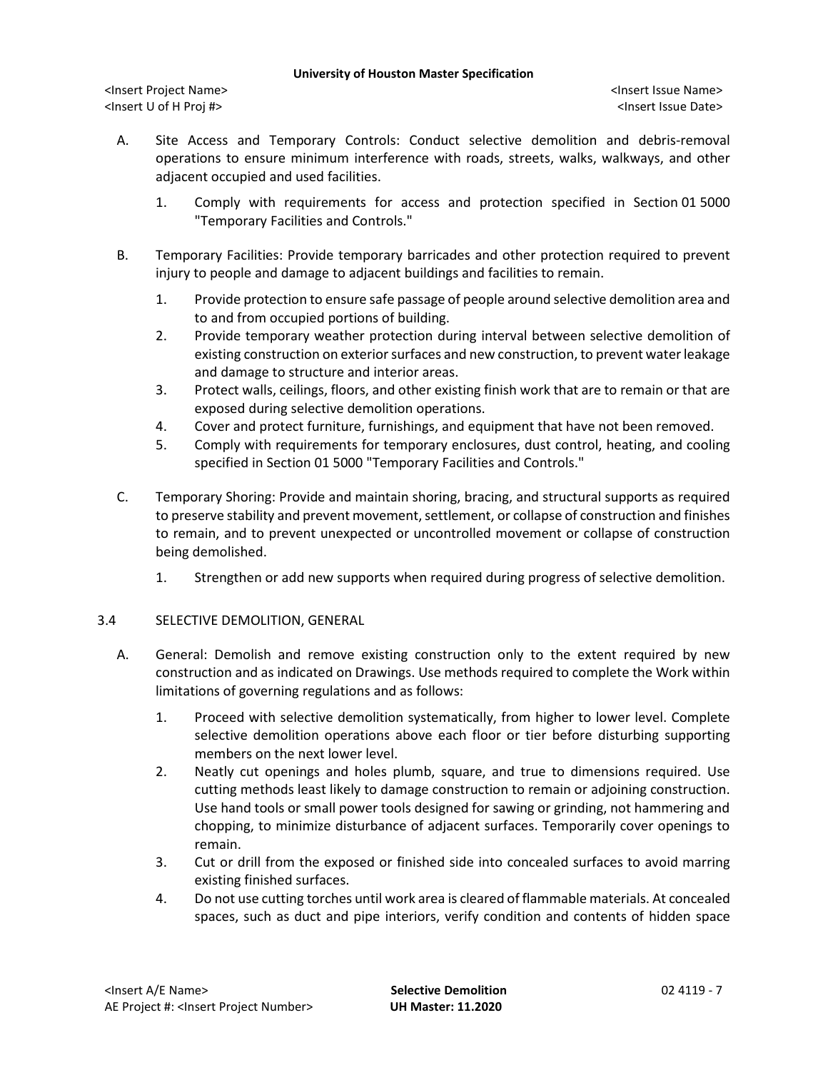A. Site Access and Temporary Controls: Conduct selective demolition and debris-removal operations to ensure minimum interference with roads, streets, walks, walkways, and other adjacent occupied and used facilities.

   1. Comply with requirements for access and protection specified in Section 01 5000 "Temporary Facilities and Controls."

B. Temporary Facilities: Provide temporary barricades and other protection required to prevent injury to people and damage to adjacent buildings and facilities to remain.

   1. Provide protection to ensure safe passage of people around selective demolition area and to and from occupied portions of building.
   2. Provide temporary weather protection during interval between selective demolition of existing construction on exterior surfaces and new construction, to prevent water leakage and damage to structure and interior areas.
   3. Protect walls, ceilings, floors, and other existing finish work that are to remain or that are exposed during selective demolition operations.
   4. Cover and protect furniture, furnishings, and equipment that have not been removed.
   5. Comply with requirements for temporary enclosures, dust control, heating, and cooling specified in Section 01 5000 "Temporary Facilities and Controls."

C. Temporary Shoring: Provide and maintain shoring, bracing, and structural supports as required to preserve stability and prevent movement, settlement, or collapse of construction and finishes to remain, and to prevent unexpected or uncontrolled movement or collapse of construction being demolished.

   1. Strengthen or add new supports when required during progress of selective demolition.

## 3.4 SELECTIVE DEMOLITION, GENERAL

A. General: Demolish and remove existing construction only to the extent required by new construction and as indicated on Drawings. Use methods required to complete the Work within limitations of governing regulations and as follows:

   1. Proceed with selective demolition systematically, from higher to lower level. Complete selective demolition operations above each floor or tier before disturbing supporting members on the next lower level.
   2. Neatly cut openings and holes plumb, square, and true to dimensions required. Use cutting methods least likely to damage construction to remain or adjoining construction. Use hand tools or small power tools designed for sawing or grinding, not hammering and chopping, to minimize disturbance of adjacent surfaces. Temporarily cover openings to remain.
   3. Cut or drill from the exposed or finished side into concealed surfaces to avoid marring existing finished surfaces.
   4. Do not use cutting torches until work area is cleared of flammable materials. At concealed spaces, such as duct and pipe interiors, verify condition and contents of hidden space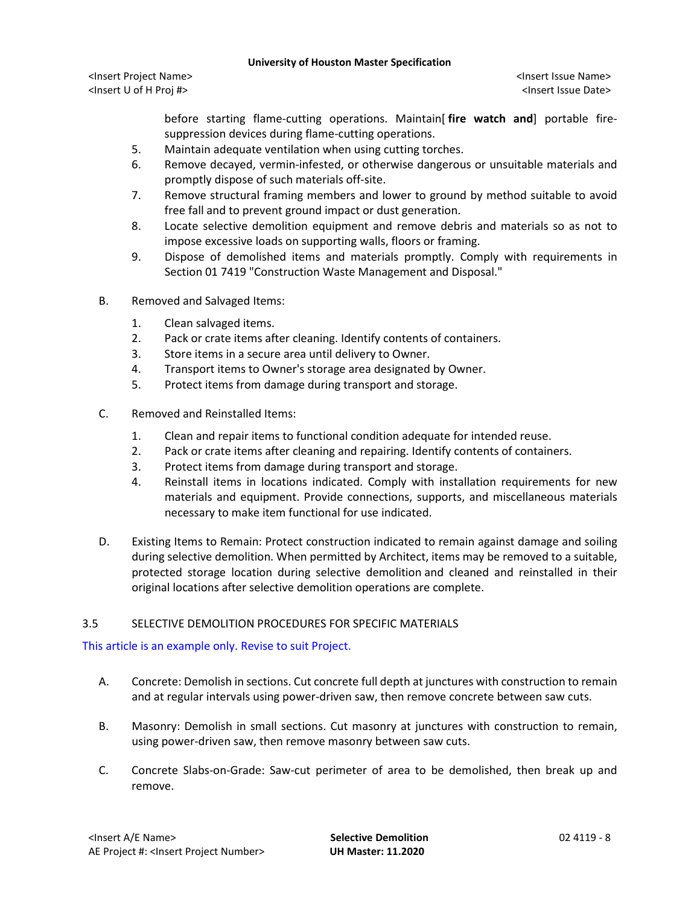before starting flame-cutting operations. Maintain[ **fire watch and**] portable fire-suppression devices during flame-cutting operations.

5. Maintain adequate ventilation when using cutting torches.
6. Remove decayed, vermin-infested, or otherwise dangerous or unsuitable materials and promptly dispose of such materials off-site.
7. Remove structural framing members and lower to ground by method suitable to avoid free fall and to prevent ground impact or dust generation.
8. Locate selective demolition equipment and remove debris and materials so as not to impose excessive loads on supporting walls, floors or framing.
9. Dispose of demolished items and materials promptly. Comply with requirements in Section 01 7419 "Construction Waste Management and Disposal."

B. Removed and Salvaged Items:

1. Clean salvaged items.
2. Pack or crate items after cleaning. Identify contents of containers.
3. Store items in a secure area until delivery to Owner.
4. Transport items to Owner's storage area designated by Owner.
5. Protect items from damage during transport and storage.

C. Removed and Reinstalled Items:

1. Clean and repair items to functional condition adequate for intended reuse.
2. Pack or crate items after cleaning and repairing. Identify contents of containers.
3. Protect items from damage during transport and storage.
4. Reinstall items in locations indicated. Comply with installation requirements for new materials and equipment. Provide connections, supports, and miscellaneous materials necessary to make item functional for use indicated.

D. Existing Items to Remain: Protect construction indicated to remain against damage and soiling during selective demolition. When permitted by Architect, items may be removed to a suitable, protected storage location during selective demolition and cleaned and reinstalled in their original locations after selective demolition operations are complete.

## 3.5 SELECTIVE DEMOLITION PROCEDURES FOR SPECIFIC MATERIALS

This article is an example only. Revise to suit Project.

A. Concrete: Demolish in sections. Cut concrete full depth at junctures with construction to remain and at regular intervals using power-driven saw, then remove concrete between saw cuts.

B. Masonry: Demolish in small sections. Cut masonry at junctures with construction to remain, using power-driven saw, then remove masonry between saw cuts.

C. Concrete Slabs-on-Grade: Saw-cut perimeter of area to be demolished, then break up and remove.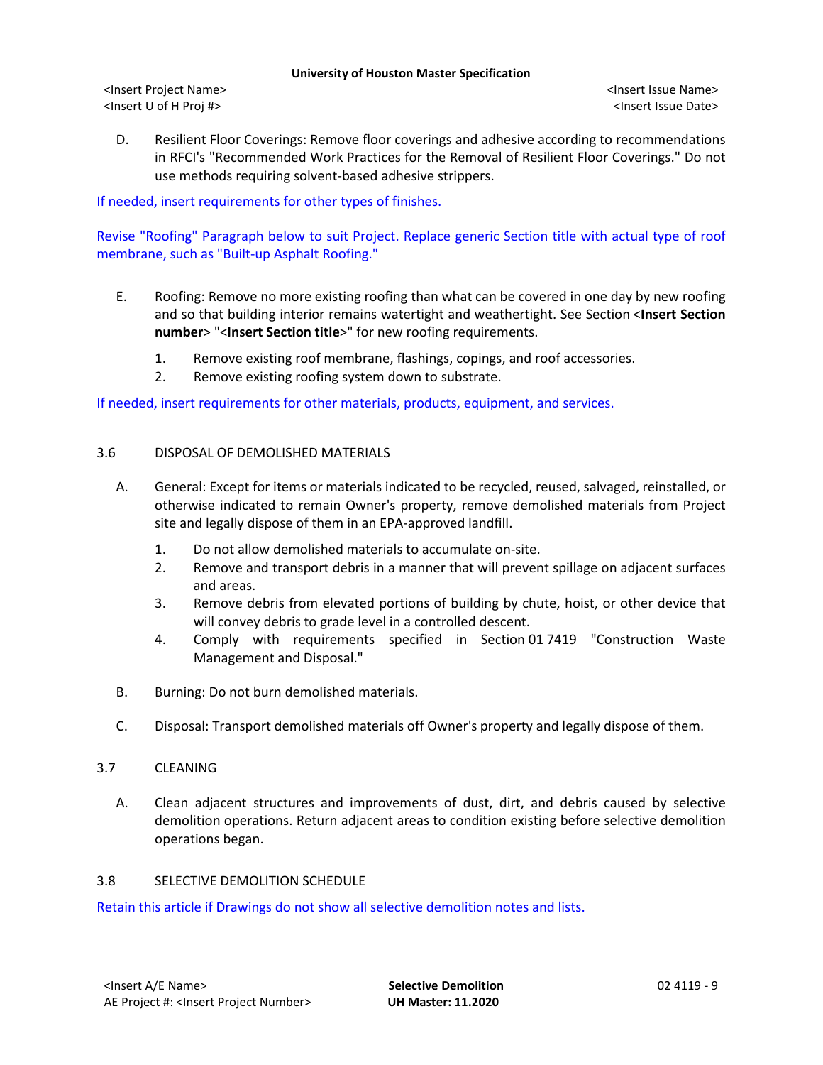D. Resilient Floor Coverings: Remove floor coverings and adhesive according to recommendations in RFCI's "Recommended Work Practices for the Removal of Resilient Floor Coverings." Do not use methods requiring solvent-based adhesive strippers.

If needed, insert requirements for other types of finishes.

Revise "Roofing" Paragraph below to suit Project. Replace generic Section title with actual type of roof membrane, such as "Built-up Asphalt Roofing."

E. Roofing: Remove no more existing roofing than what can be covered in one day by new roofing and so that building interior remains watertight and weathertight. See Section <**Insert Section number**> "<**Insert Section title**>" for new roofing requirements.

1. Remove existing roof membrane, flashings, copings, and roof accessories.
2. Remove existing roofing system down to substrate.

If needed, insert requirements for other materials, products, equipment, and services.

## 3.6 DISPOSAL OF DEMOLISHED MATERIALS

A. General: Except for items or materials indicated to be recycled, reused, salvaged, reinstalled, or otherwise indicated to remain Owner's property, remove demolished materials from Project site and legally dispose of them in an EPA-approved landfill.

1. Do not allow demolished materials to accumulate on-site.
2. Remove and transport debris in a manner that will prevent spillage on adjacent surfaces and areas.
3. Remove debris from elevated portions of building by chute, hoist, or other device that will convey debris to grade level in a controlled descent.
4. Comply with requirements specified in Section 01 7419 "Construction Waste Management and Disposal."

B. Burning: Do not burn demolished materials.

C. Disposal: Transport demolished materials off Owner's property and legally dispose of them.

## 3.7 CLEANING

A. Clean adjacent structures and improvements of dust, dirt, and debris caused by selective demolition operations. Return adjacent areas to condition existing before selective demolition operations began.

## 3.8 SELECTIVE DEMOLITION SCHEDULE

Retain this article if Drawings do not show all selective demolition notes and lists.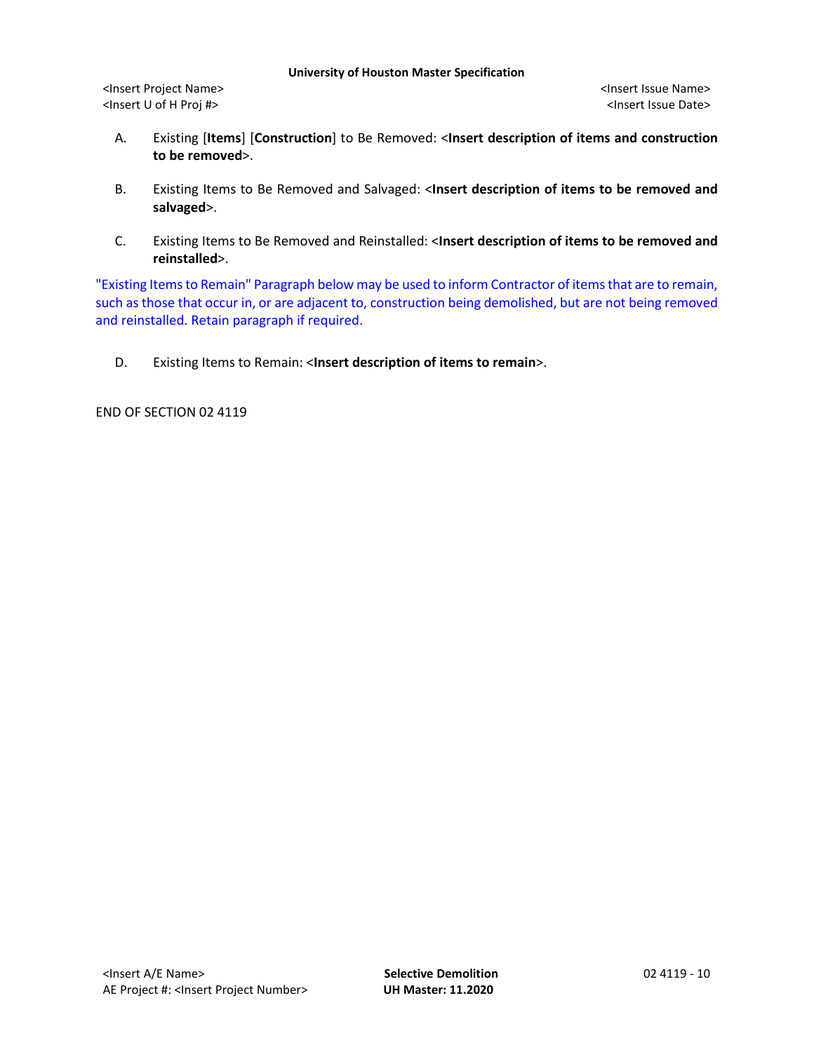A. Existing [**Items**] [**Construction**] to Be Removed: <**Insert description of items and construction to be removed**>.

B. Existing Items to Be Removed and Salvaged: <**Insert description of items to be removed and salvaged**>.

C. Existing Items to Be Removed and Reinstalled: <**Insert description of items to be removed and reinstalled**>.

"Existing Items to Remain" Paragraph below may be used to inform Contractor of items that are to remain, such as those that occur in, or are adjacent to, construction being demolished, but are not being removed and reinstalled. Retain paragraph if required.

D. Existing Items to Remain: <**Insert description of items to remain**>.

END OF SECTION 02 4119